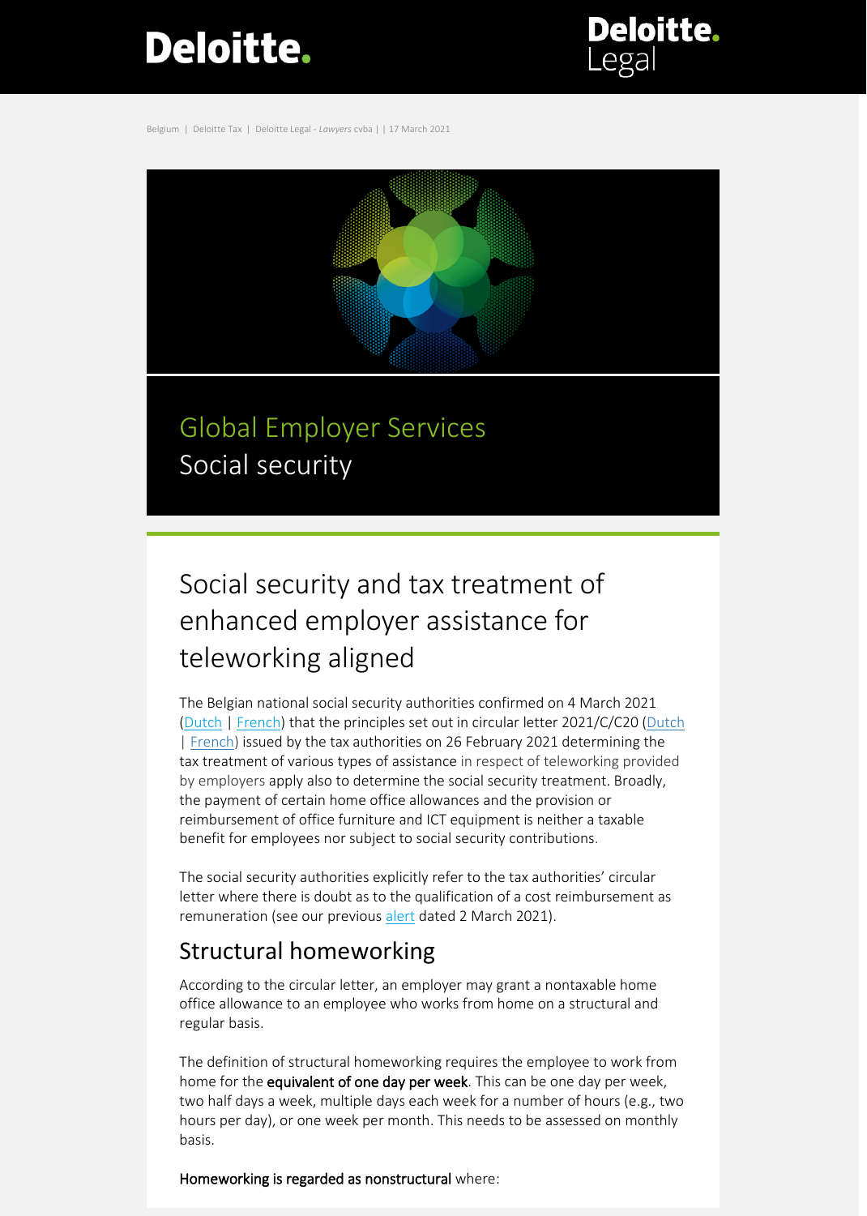Belgium | Deloitte Tax | Deloitte Legal - *Lawyers* cvba | | 17 March 2021

Global Employer Services
Social security

# Social security and tax treatment of enhanced employer assistance for teleworking aligned

The Belgian national social security authorities confirmed on 4 March 2021 (Dutch | French) that the principles set out in circular letter 2021/C/C20 (Dutch | French) issued by the tax authorities on 26 February 2021 determining the tax treatment of various types of assistance in respect of teleworking provided by employers apply also to determine the social security treatment. Broadly, the payment of certain home office allowances and the provision or reimbursement of office furniture and ICT equipment is neither a taxable benefit for employees nor subject to social security contributions.

The social security authorities explicitly refer to the tax authorities' circular letter where there is doubt as to the qualification of a cost reimbursement as remuneration (see our previous alert dated 2 March 2021).

## Structural homeworking

According to the circular letter, an employer may grant a nontaxable home office allowance to an employee who works from home on a structural and regular basis.

The definition of structural homeworking requires the employee to work from home for the **equivalent of one day per week**. This can be one day per week, two half days a week, multiple days each week for a number of hours (e.g., two hours per day), or one week per month. This needs to be assessed on monthly basis.

**Homeworking is regarded as nonstructural** where: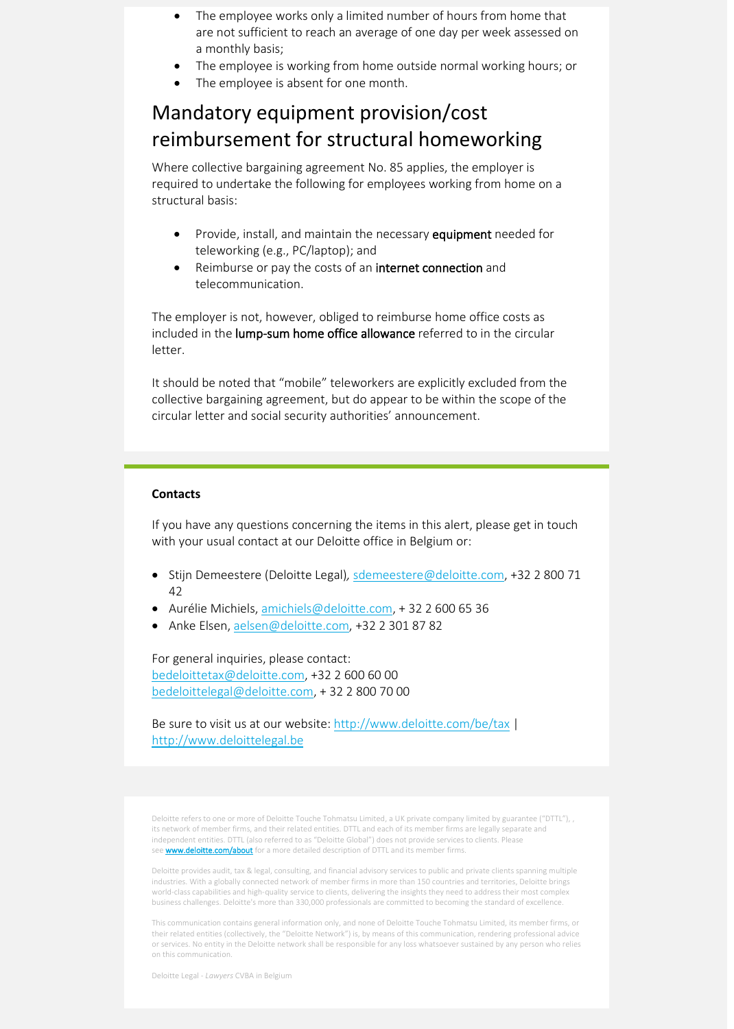- The employee works only a limited number of hours from home that are not sufficient to reach an average of one day per week assessed on a monthly basis;
- The employee is working from home outside normal working hours; or
- The employee is absent for one month.

# Mandatory equipment provision/cost reimbursement for structural homeworking

Where collective bargaining agreement No. 85 applies, the employer is required to undertake the following for employees working from home on a structural basis:

- Provide, install, and maintain the necessary equipment needed for teleworking (e.g., PC/laptop); and
- Reimburse or pay the costs of an internet connection and telecommunication.

The employer is not, however, obliged to reimburse home office costs as included in the lump-sum home office allowance referred to in the circular letter.

It should be noted that "mobile" teleworkers are explicitly excluded from the collective bargaining agreement, but do appear to be within the scope of the circular letter and social security authorities' announcement.

**Contacts**

If you have any questions concerning the items in this alert, please get in touch with your usual contact at our Deloitte office in Belgium or:

- Stijn Demeestere (Deloitte Legal), sdemeestere@deloitte.com, +32 2 800 71 42
- Aurélie Michiels, amichiels@deloitte.com, + 32 2 600 65 36
- Anke Elsen, aelsen@deloitte.com, +32 2 301 87 82

For general inquiries, please contact:
bedeloittetax@deloitte.com, +32 2 600 60 00
bedeloittelegal@deloitte.com, + 32 2 800 70 00

Be sure to visit us at our website: http://www.deloitte.com/be/tax | http://www.deloittelegal.be

Deloitte refers to one or more of Deloitte Touche Tohmatsu Limited, a UK private company limited by guarantee ("DTTL"), , its network of member firms, and their related entities. DTTL and each of its member firms are legally separate and independent entities. DTTL (also referred to as "Deloitte Global") does not provide services to clients. Please see **www.deloitte.com/about** for a more detailed description of DTTL and its member firms.

Deloitte provides audit, tax & legal, consulting, and financial advisory services to public and private clients spanning multiple industries. With a globally connected network of member firms in more than 150 countries and territories, Deloitte brings world-class capabilities and high-quality service to clients, delivering the insights they need to address their most complex business challenges. Deloitte's more than 330,000 professionals are committed to becoming the standard of excellence.

This communication contains general information only, and none of Deloitte Touche Tohmatsu Limited, its member firms, or their related entities (collectively, the "Deloitte Network") is, by means of this communication, rendering professional advice or services. No entity in the Deloitte network shall be responsible for any loss whatsoever sustained by any person who relies on this communication.

Deloitte Legal - *Lawyers* CVBA in Belgium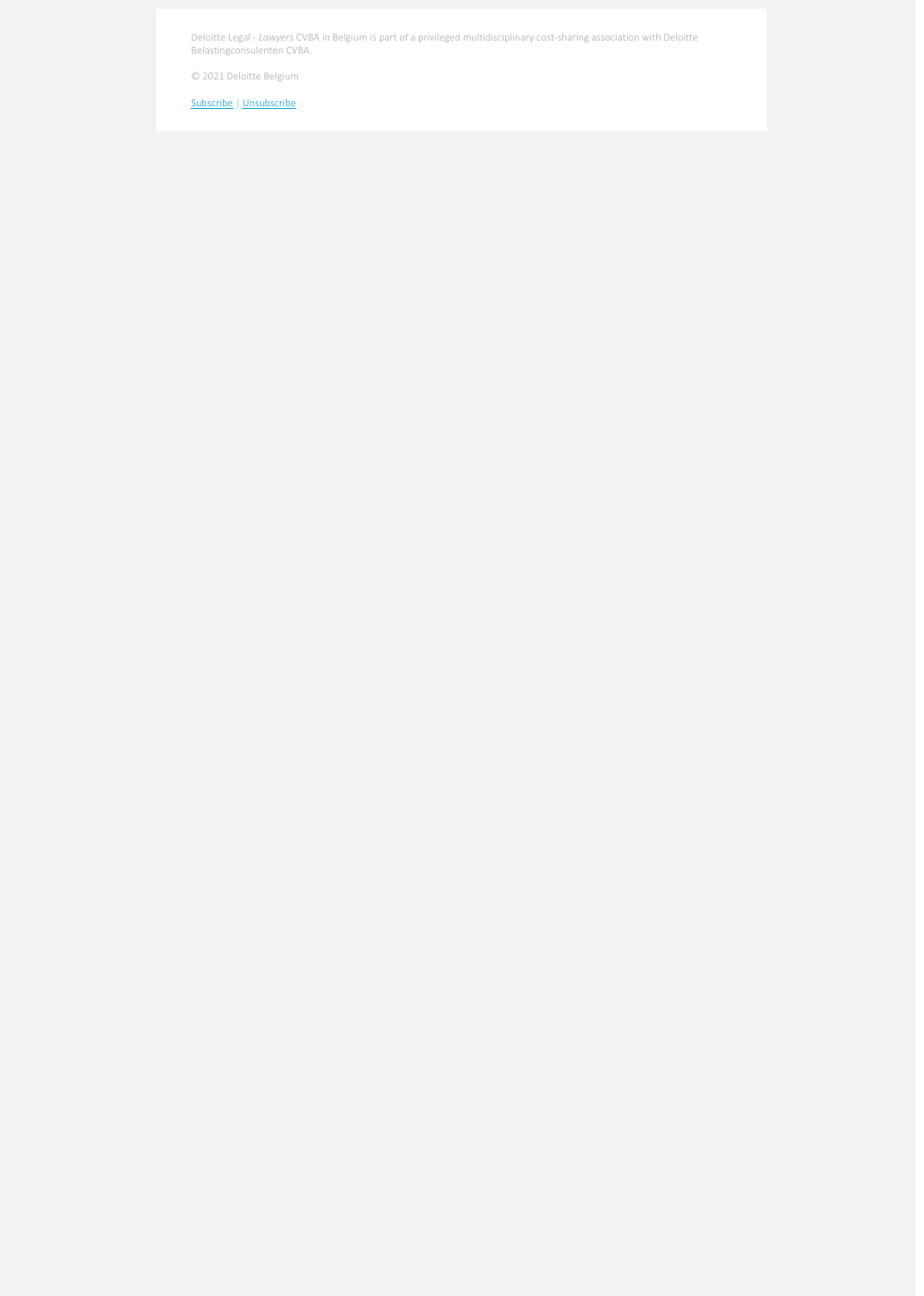Deloitte Legal - *Lawyers* CVBA in Belgium is part of a privileged multidisciplinary cost-sharing association with Deloitte Belastingconsulenten CVBA.

© 2021 Deloitte Belgium

Subscribe | Unsubscribe